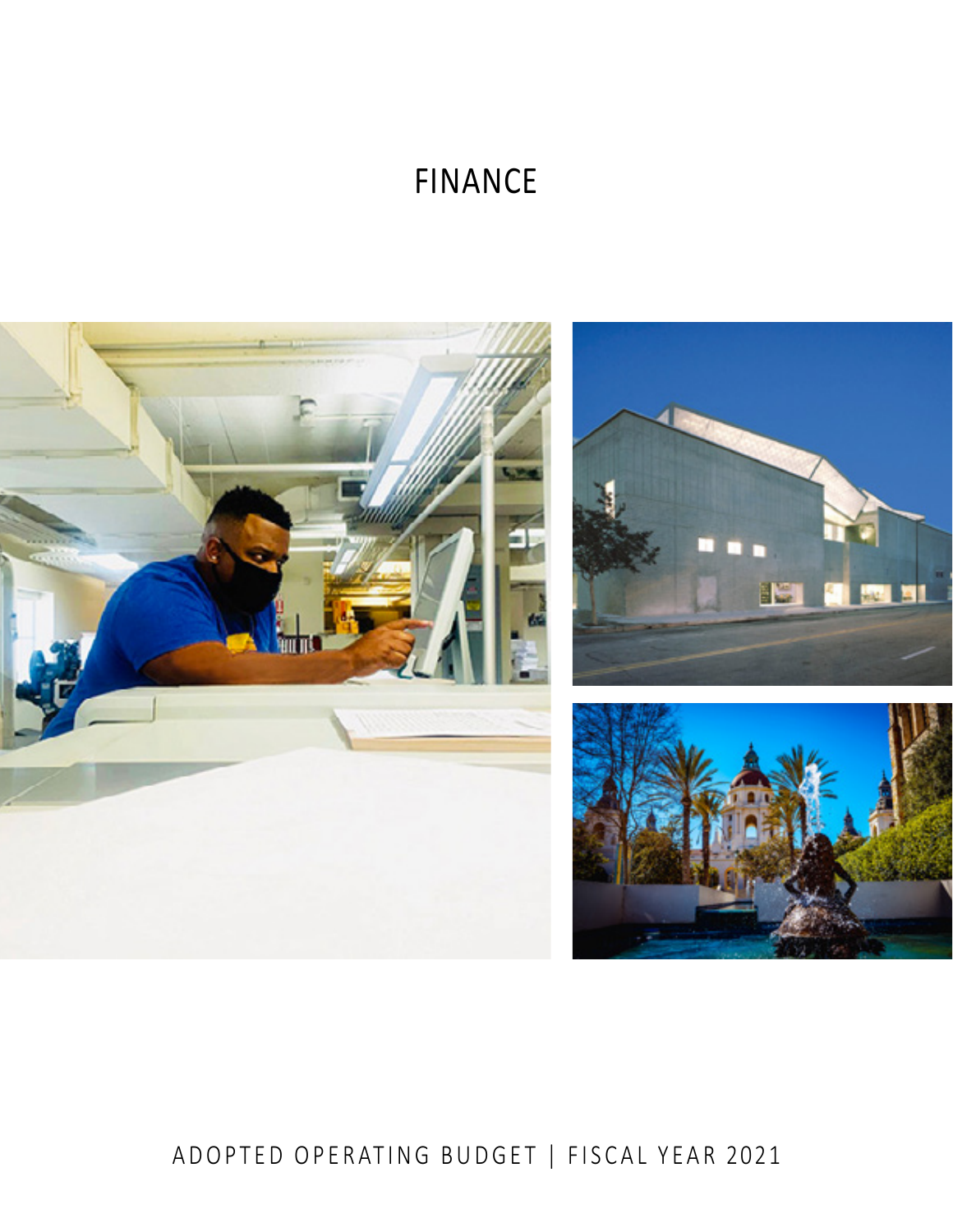# FINANCE

ADOPTED OPERATING BUDGET | FISCAL YEAR 2021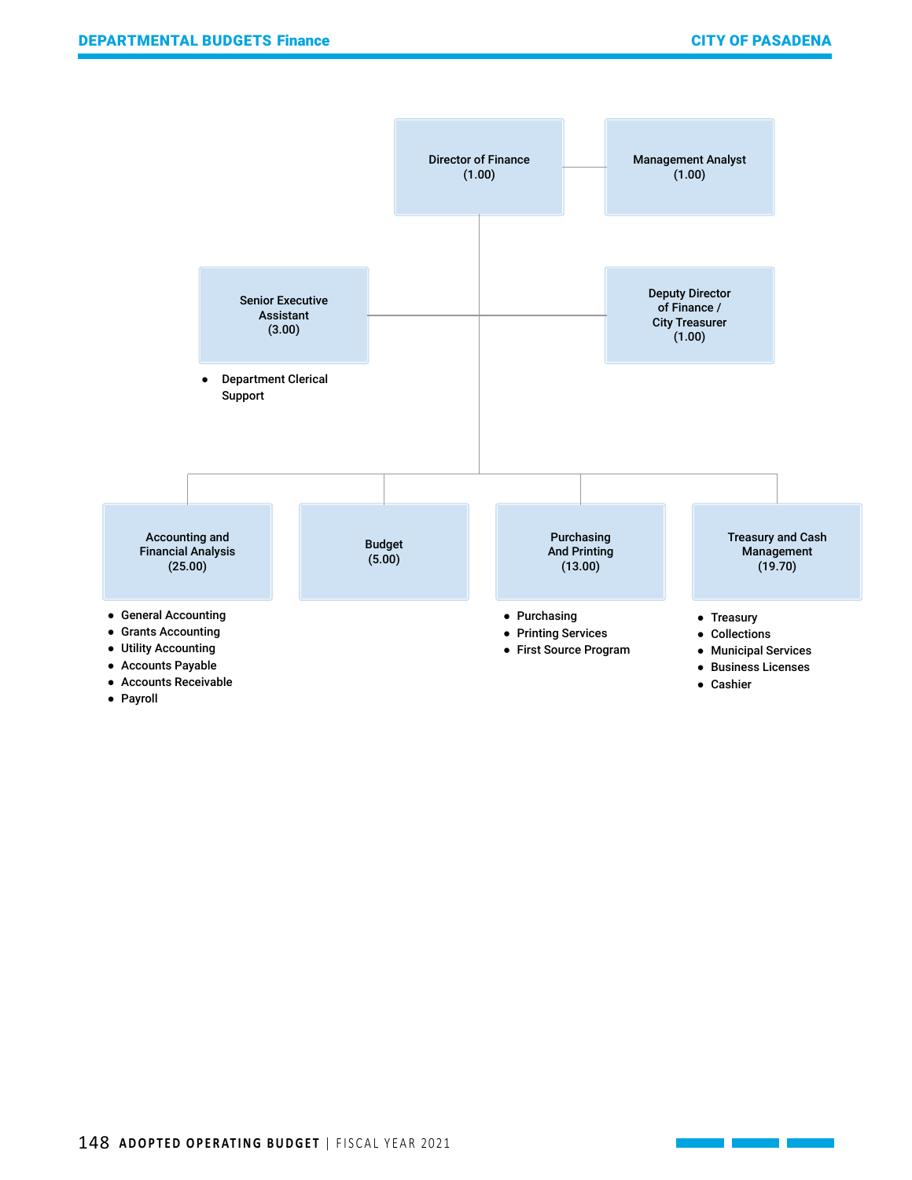Director of Finance
(1.00)

Management Analyst
(1.00)

Senior Executive Assistant
(3.00)

- Department Clerical Support

Deputy Director of Finance / City Treasurer
(1.00)

Accounting and Financial Analysis
(25.00)

- General Accounting
- Grants Accounting
- Utility Accounting
- Accounts Payable
- Accounts Receivable
- Payroll

Budget
(5.00)

Purchasing And Printing
(13.00)

- Purchasing
- Printing Services
- First Source Program

Treasury and Cash Management
(19.70)

- Treasury
- Collections
- Municipal Services
- Business Licenses
- Cashier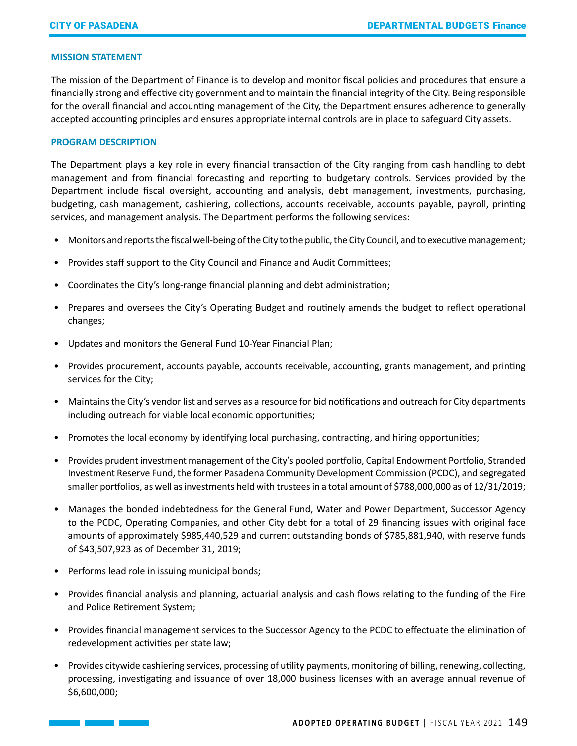## MISSION STATEMENT

The mission of the Department of Finance is to develop and monitor fiscal policies and procedures that ensure a financially strong and effective city government and to maintain the financial integrity of the City. Being responsible for the overall financial and accounting management of the City, the Department ensures adherence to generally accepted accounting principles and ensures appropriate internal controls are in place to safeguard City assets.

## PROGRAM DESCRIPTION

The Department plays a key role in every financial transaction of the City ranging from cash handling to debt management and from financial forecasting and reporting to budgetary controls. Services provided by the Department include fiscal oversight, accounting and analysis, debt management, investments, purchasing, budgeting, cash management, cashiering, collections, accounts receivable, accounts payable, payroll, printing services, and management analysis. The Department performs the following services:

- Monitors and reports the fiscal well-being of the City to the public, the City Council, and to executive management;
- Provides staff support to the City Council and Finance and Audit Committees;
- Coordinates the City's long-range financial planning and debt administration;
- Prepares and oversees the City's Operating Budget and routinely amends the budget to reflect operational changes;
- Updates and monitors the General Fund 10-Year Financial Plan;
- Provides procurement, accounts payable, accounts receivable, accounting, grants management, and printing services for the City;
- Maintains the City's vendor list and serves as a resource for bid notifications and outreach for City departments including outreach for viable local economic opportunities;
- Promotes the local economy by identifying local purchasing, contracting, and hiring opportunities;
- Provides prudent investment management of the City's pooled portfolio, Capital Endowment Portfolio, Stranded Investment Reserve Fund, the former Pasadena Community Development Commission (PCDC), and segregated smaller portfolios, as well as investments held with trustees in a total amount of $788,000,000 as of 12/31/2019;
- Manages the bonded indebtedness for the General Fund, Water and Power Department, Successor Agency to the PCDC, Operating Companies, and other City debt for a total of 29 financing issues with original face amounts of approximately $985,440,529 and current outstanding bonds of $785,881,940, with reserve funds of $43,507,923 as of December 31, 2019;
- Performs lead role in issuing municipal bonds;
- Provides financial analysis and planning, actuarial analysis and cash flows relating to the funding of the Fire and Police Retirement System;
- Provides financial management services to the Successor Agency to the PCDC to effectuate the elimination of redevelopment activities per state law;
- Provides citywide cashiering services, processing of utility payments, monitoring of billing, renewing, collecting, processing, investigating and issuance of over 18,000 business licenses with an average annual revenue of $6,600,000;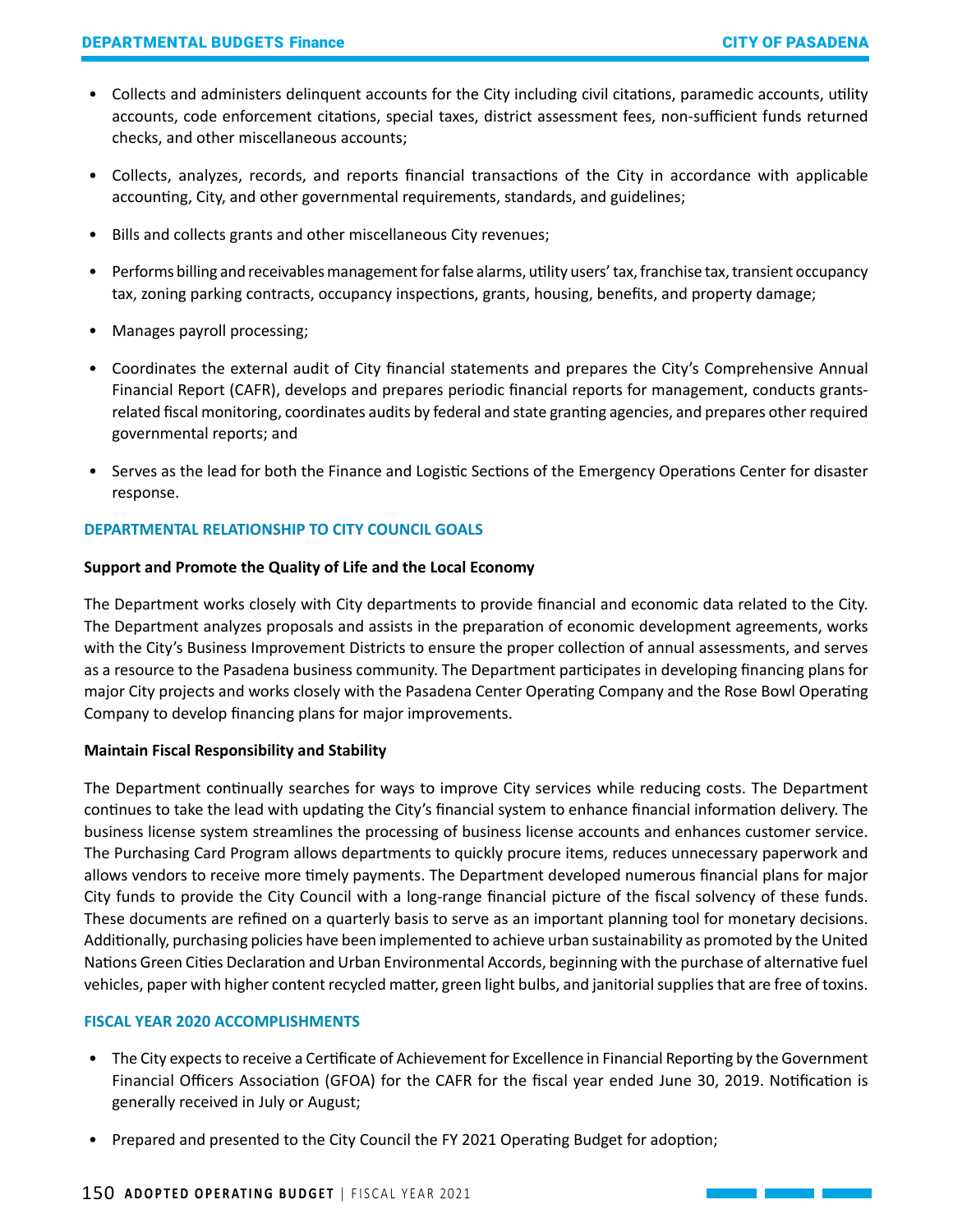- Collects and administers delinquent accounts for the City including civil citations, paramedic accounts, utility accounts, code enforcement citations, special taxes, district assessment fees, non-sufficient funds returned checks, and other miscellaneous accounts;
- Collects, analyzes, records, and reports financial transactions of the City in accordance with applicable accounting, City, and other governmental requirements, standards, and guidelines;
- Bills and collects grants and other miscellaneous City revenues;
- Performs billing and receivables management for false alarms, utility users' tax, franchise tax, transient occupancy tax, zoning parking contracts, occupancy inspections, grants, housing, benefits, and property damage;
- Manages payroll processing;
- Coordinates the external audit of City financial statements and prepares the City's Comprehensive Annual Financial Report (CAFR), develops and prepares periodic financial reports for management, conducts grants-related fiscal monitoring, coordinates audits by federal and state granting agencies, and prepares other required governmental reports; and
- Serves as the lead for both the Finance and Logistic Sections of the Emergency Operations Center for disaster response.

## DEPARTMENTAL RELATIONSHIP TO CITY COUNCIL GOALS

**Support and Promote the Quality of Life and the Local Economy**

The Department works closely with City departments to provide financial and economic data related to the City. The Department analyzes proposals and assists in the preparation of economic development agreements, works with the City's Business Improvement Districts to ensure the proper collection of annual assessments, and serves as a resource to the Pasadena business community. The Department participates in developing financing plans for major City projects and works closely with the Pasadena Center Operating Company and the Rose Bowl Operating Company to develop financing plans for major improvements.

**Maintain Fiscal Responsibility and Stability**

The Department continually searches for ways to improve City services while reducing costs. The Department continues to take the lead with updating the City's financial system to enhance financial information delivery. The business license system streamlines the processing of business license accounts and enhances customer service. The Purchasing Card Program allows departments to quickly procure items, reduces unnecessary paperwork and allows vendors to receive more timely payments. The Department developed numerous financial plans for major City funds to provide the City Council with a long-range financial picture of the fiscal solvency of these funds. These documents are refined on a quarterly basis to serve as an important planning tool for monetary decisions. Additionally, purchasing policies have been implemented to achieve urban sustainability as promoted by the United Nations Green Cities Declaration and Urban Environmental Accords, beginning with the purchase of alternative fuel vehicles, paper with higher content recycled matter, green light bulbs, and janitorial supplies that are free of toxins.

## FISCAL YEAR 2020 ACCOMPLISHMENTS

- The City expects to receive a Certificate of Achievement for Excellence in Financial Reporting by the Government Financial Officers Association (GFOA) for the CAFR for the fiscal year ended June 30, 2019. Notification is generally received in July or August;
- Prepared and presented to the City Council the FY 2021 Operating Budget for adoption;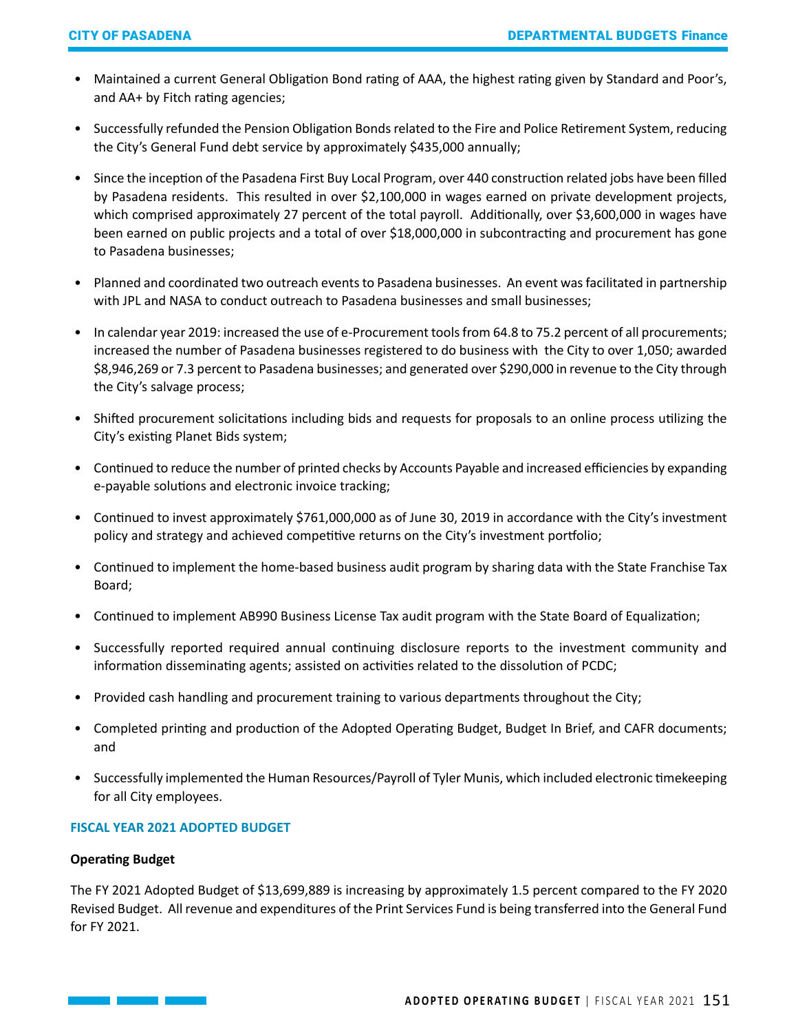- Maintained a current General Obligation Bond rating of AAA, the highest rating given by Standard and Poor's, and AA+ by Fitch rating agencies;
- Successfully refunded the Pension Obligation Bonds related to the Fire and Police Retirement System, reducing the City's General Fund debt service by approximately $435,000 annually;
- Since the inception of the Pasadena First Buy Local Program, over 440 construction related jobs have been filled by Pasadena residents. This resulted in over $2,100,000 in wages earned on private development projects, which comprised approximately 27 percent of the total payroll. Additionally, over $3,600,000 in wages have been earned on public projects and a total of over $18,000,000 in subcontracting and procurement has gone to Pasadena businesses;
- Planned and coordinated two outreach events to Pasadena businesses. An event was facilitated in partnership with JPL and NASA to conduct outreach to Pasadena businesses and small businesses;
- In calendar year 2019: increased the use of e-Procurement tools from 64.8 to 75.2 percent of all procurements; increased the number of Pasadena businesses registered to do business with the City to over 1,050; awarded $8,946,269 or 7.3 percent to Pasadena businesses; and generated over $290,000 in revenue to the City through the City's salvage process;
- Shifted procurement solicitations including bids and requests for proposals to an online process utilizing the City's existing Planet Bids system;
- Continued to reduce the number of printed checks by Accounts Payable and increased efficiencies by expanding e-payable solutions and electronic invoice tracking;
- Continued to invest approximately $761,000,000 as of June 30, 2019 in accordance with the City's investment policy and strategy and achieved competitive returns on the City's investment portfolio;
- Continued to implement the home-based business audit program by sharing data with the State Franchise Tax Board;
- Continued to implement AB990 Business License Tax audit program with the State Board of Equalization;
- Successfully reported required annual continuing disclosure reports to the investment community and information disseminating agents; assisted on activities related to the dissolution of PCDC;
- Provided cash handling and procurement training to various departments throughout the City;
- Completed printing and production of the Adopted Operating Budget, Budget In Brief, and CAFR documents; and
- Successfully implemented the Human Resources/Payroll of Tyler Munis, which included electronic timekeeping for all City employees.

## FISCAL YEAR 2021 ADOPTED BUDGET

### Operating Budget

The FY 2021 Adopted Budget of $13,699,889 is increasing by approximately 1.5 percent compared to the FY 2020 Revised Budget. All revenue and expenditures of the Print Services Fund is being transferred into the General Fund for FY 2021.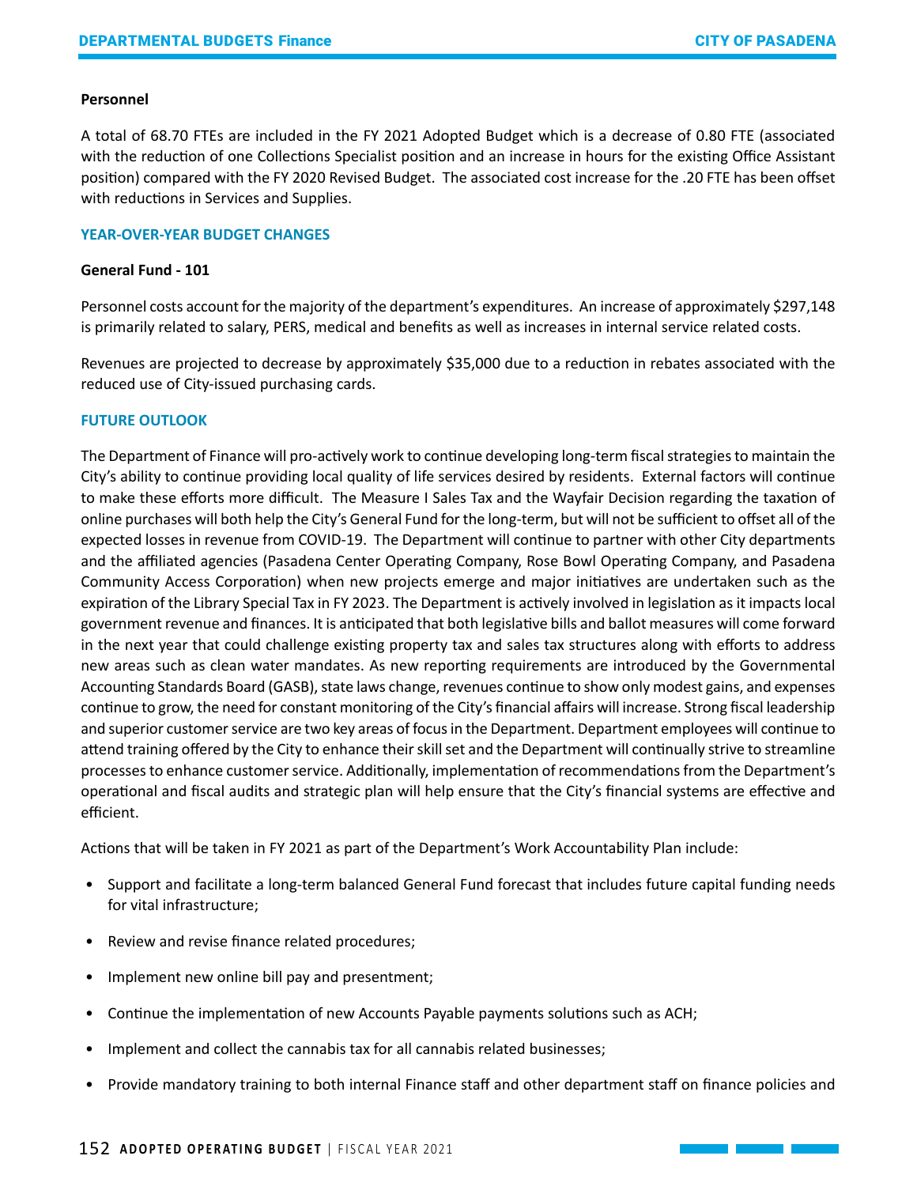**Personnel**

A total of 68.70 FTEs are included in the FY 2021 Adopted Budget which is a decrease of 0.80 FTE (associated with the reduction of one Collections Specialist position and an increase in hours for the existing Office Assistant position) compared with the FY 2020 Revised Budget. The associated cost increase for the .20 FTE has been offset with reductions in Services and Supplies.

## YEAR-OVER-YEAR BUDGET CHANGES

**General Fund - 101**

Personnel costs account for the majority of the department's expenditures. An increase of approximately $297,148 is primarily related to salary, PERS, medical and benefits as well as increases in internal service related costs.

Revenues are projected to decrease by approximately $35,000 due to a reduction in rebates associated with the reduced use of City-issued purchasing cards.

## FUTURE OUTLOOK

The Department of Finance will pro-actively work to continue developing long-term fiscal strategies to maintain the City's ability to continue providing local quality of life services desired by residents. External factors will continue to make these efforts more difficult. The Measure I Sales Tax and the Wayfair Decision regarding the taxation of online purchases will both help the City's General Fund for the long-term, but will not be sufficient to offset all of the expected losses in revenue from COVID-19. The Department will continue to partner with other City departments and the affiliated agencies (Pasadena Center Operating Company, Rose Bowl Operating Company, and Pasadena Community Access Corporation) when new projects emerge and major initiatives are undertaken such as the expiration of the Library Special Tax in FY 2023. The Department is actively involved in legislation as it impacts local government revenue and finances. It is anticipated that both legislative bills and ballot measures will come forward in the next year that could challenge existing property tax and sales tax structures along with efforts to address new areas such as clean water mandates. As new reporting requirements are introduced by the Governmental Accounting Standards Board (GASB), state laws change, revenues continue to show only modest gains, and expenses continue to grow, the need for constant monitoring of the City's financial affairs will increase. Strong fiscal leadership and superior customer service are two key areas of focus in the Department. Department employees will continue to attend training offered by the City to enhance their skill set and the Department will continually strive to streamline processes to enhance customer service. Additionally, implementation of recommendations from the Department's operational and fiscal audits and strategic plan will help ensure that the City's financial systems are effective and efficient.

Actions that will be taken in FY 2021 as part of the Department's Work Accountability Plan include:

- Support and facilitate a long-term balanced General Fund forecast that includes future capital funding needs for vital infrastructure;
- Review and revise finance related procedures;
- Implement new online bill pay and presentment;
- Continue the implementation of new Accounts Payable payments solutions such as ACH;
- Implement and collect the cannabis tax for all cannabis related businesses;
- Provide mandatory training to both internal Finance staff and other department staff on finance policies and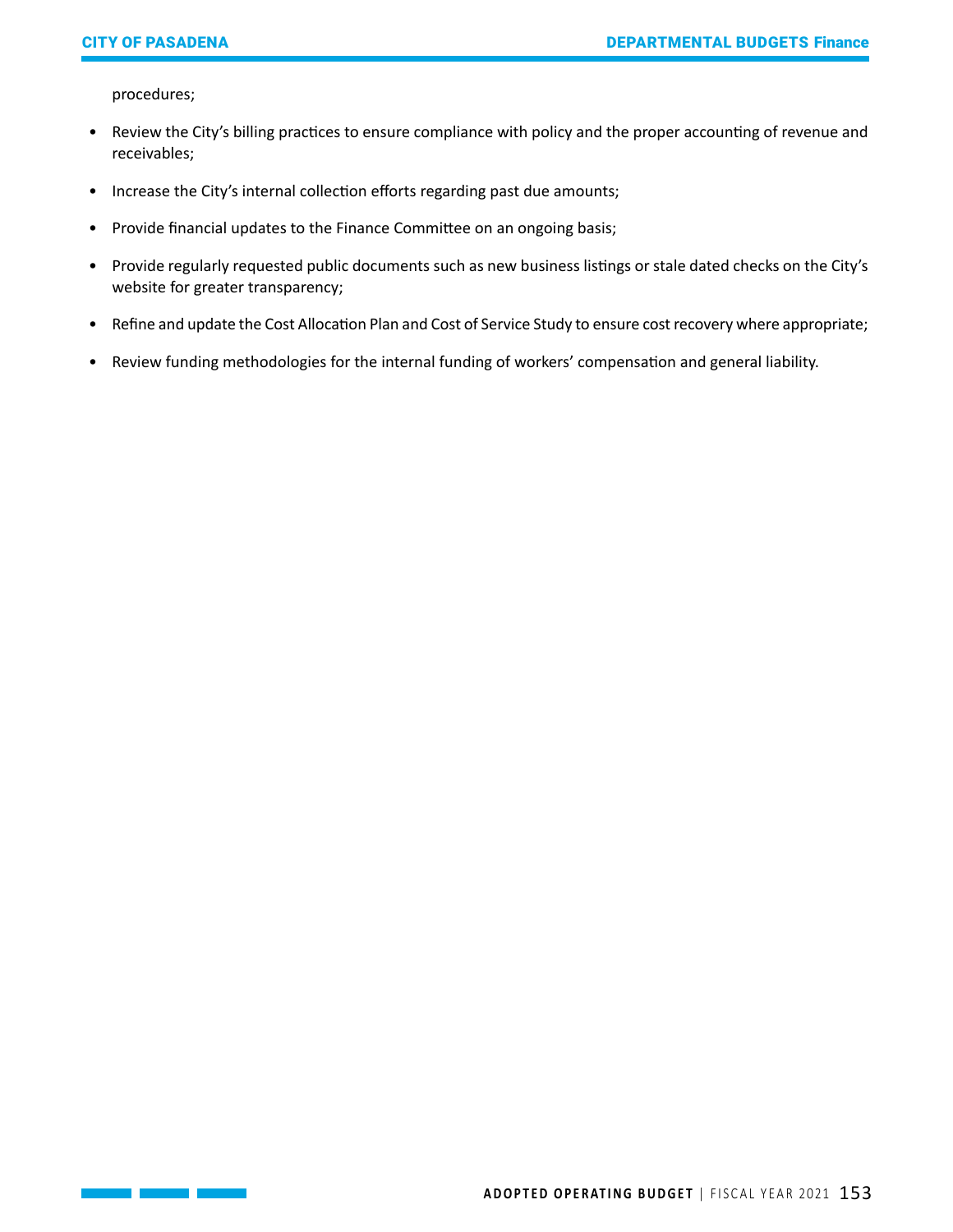procedures;

- Review the City's billing practices to ensure compliance with policy and the proper accounting of revenue and receivables;
- Increase the City's internal collection efforts regarding past due amounts;
- Provide financial updates to the Finance Committee on an ongoing basis;
- Provide regularly requested public documents such as new business listings or stale dated checks on the City's website for greater transparency;
- Refine and update the Cost Allocation Plan and Cost of Service Study to ensure cost recovery where appropriate;
- Review funding methodologies for the internal funding of workers' compensation and general liability.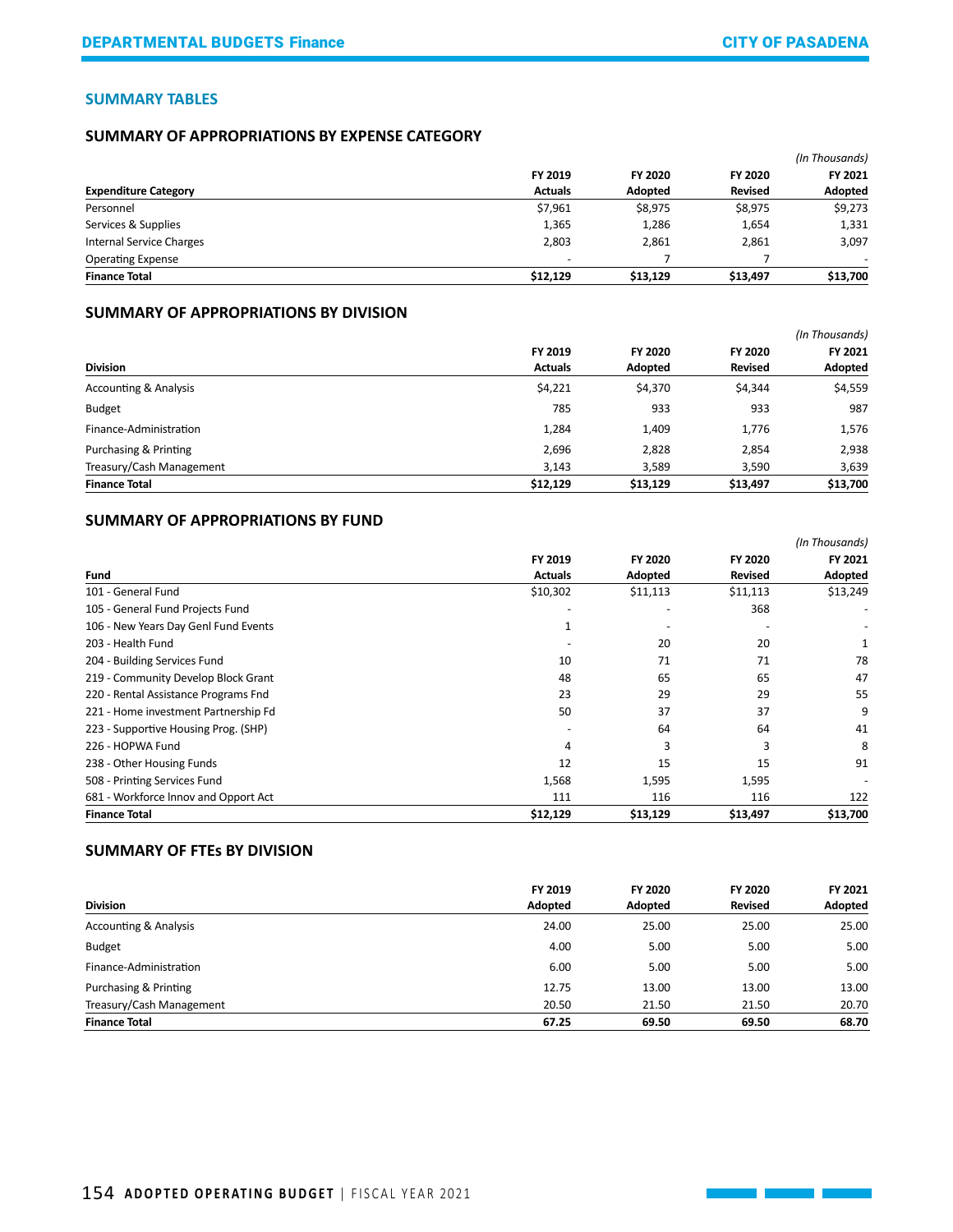## SUMMARY TABLES

### SUMMARY OF APPROPRIATIONS BY EXPENSE CATEGORY

*(In Thousands)*

| Expenditure Category | FY 2019 Actuals | FY 2020 Adopted | FY 2020 Revised | FY 2021 Adopted |
|---|---|---|---|---|
| Personnel | $7,961 | $8,975 | $8,975 | $9,273 |
| Services & Supplies | 1,365 | 1,286 | 1,654 | 1,331 |
| Internal Service Charges | 2,803 | 2,861 | 2,861 | 3,097 |
| Operating Expense | - | 7 | 7 | - |
| **Finance Total** | **$12,129** | **$13,129** | **$13,497** | **$13,700** |

### SUMMARY OF APPROPRIATIONS BY DIVISION

*(In Thousands)*

| Division | FY 2019 Actuals | FY 2020 Adopted | FY 2020 Revised | FY 2021 Adopted |
|---|---|---|---|---|
| Accounting & Analysis | $4,221 | $4,370 | $4,344 | $4,559 |
| Budget | 785 | 933 | 933 | 987 |
| Finance-Administration | 1,284 | 1,409 | 1,776 | 1,576 |
| Purchasing & Printing | 2,696 | 2,828 | 2,854 | 2,938 |
| Treasury/Cash Management | 3,143 | 3,589 | 3,590 | 3,639 |
| **Finance Total** | **$12,129** | **$13,129** | **$13,497** | **$13,700** |

### SUMMARY OF APPROPRIATIONS BY FUND

*(In Thousands)*

| Fund | FY 2019 Actuals | FY 2020 Adopted | FY 2020 Revised | FY 2021 Adopted |
|---|---|---|---|---|
| 101 - General Fund | $10,302 | $11,113 | $11,113 | $13,249 |
| 105 - General Fund Projects Fund | - | - | 368 | - |
| 106 - New Years Day Genl Fund Events | 1 | - | - | - |
| 203 - Health Fund | - | 20 | 20 | 1 |
| 204 - Building Services Fund | 10 | 71 | 71 | 78 |
| 219 - Community Develop Block Grant | 48 | 65 | 65 | 47 |
| 220 - Rental Assistance Programs Fnd | 23 | 29 | 29 | 55 |
| 221 - Home investment Partnership Fd | 50 | 37 | 37 | 9 |
| 223 - Supportive Housing Prog. (SHP) | - | 64 | 64 | 41 |
| 226 - HOPWA Fund | 4 | 3 | 3 | 8 |
| 238 - Other Housing Funds | 12 | 15 | 15 | 91 |
| 508 - Printing Services Fund | 1,568 | 1,595 | 1,595 | - |
| 681 - Workforce Innov and Opport Act | 111 | 116 | 116 | 122 |
| **Finance Total** | **$12,129** | **$13,129** | **$13,497** | **$13,700** |

### SUMMARY OF FTEs BY DIVISION

| Division | FY 2019 Adopted | FY 2020 Adopted | FY 2020 Revised | FY 2021 Adopted |
|---|---|---|---|---|
| Accounting & Analysis | 24.00 | 25.00 | 25.00 | 25.00 |
| Budget | 4.00 | 5.00 | 5.00 | 5.00 |
| Finance-Administration | 6.00 | 5.00 | 5.00 | 5.00 |
| Purchasing & Printing | 12.75 | 13.00 | 13.00 | 13.00 |
| Treasury/Cash Management | 20.50 | 21.50 | 21.50 | 20.70 |
| **Finance Total** | **67.25** | **69.50** | **69.50** | **68.70** |